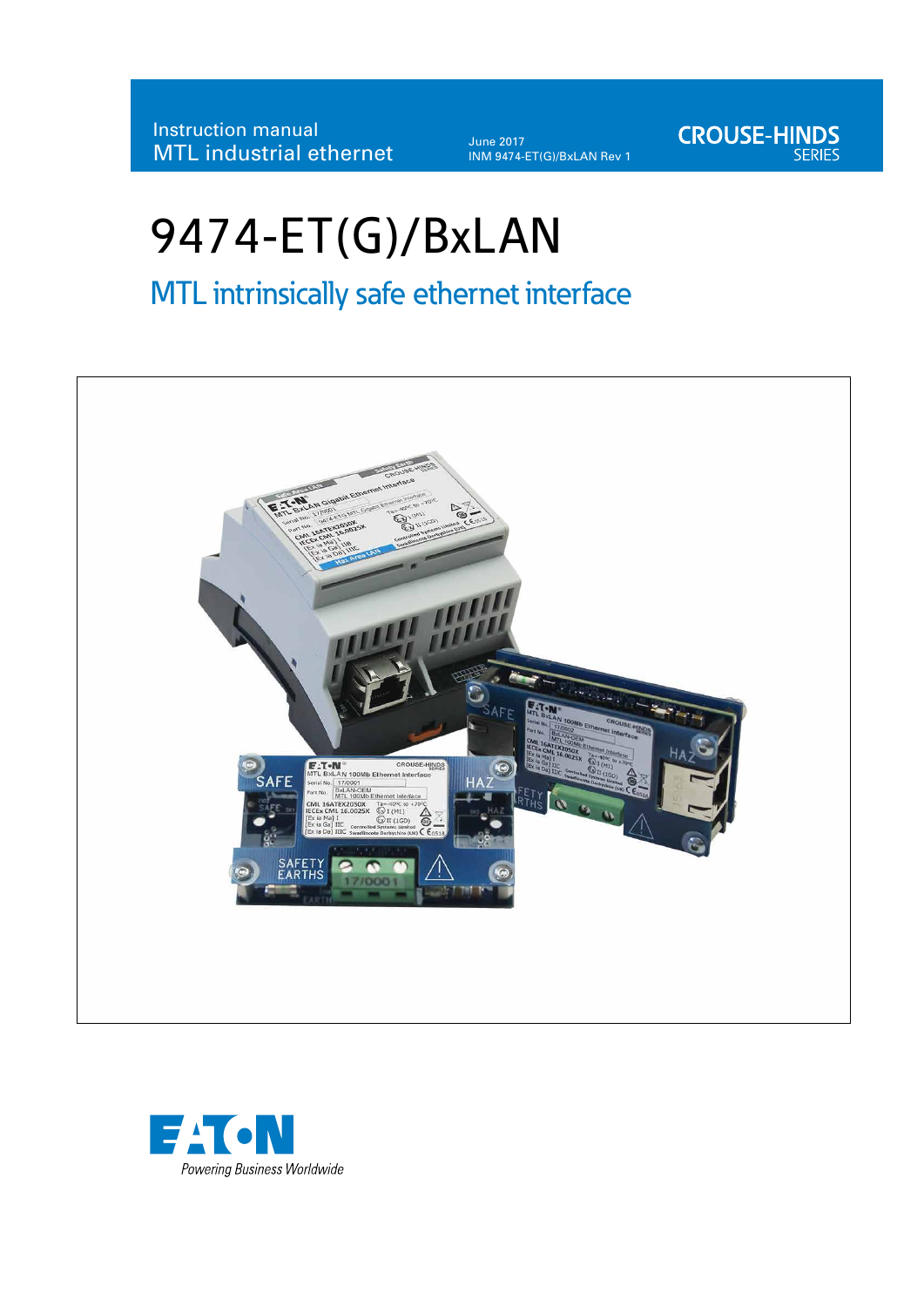Instruction manual
MTL industrial ethernet

June 2017
INM 9474-ET(G)/BxLAN Rev 1

CROUSE-HINDS SERIES

# 9474-ET(G)/BxLAN

## MTL intrinsically safe ethernet interface

EATON
*Powering Business Worldwide*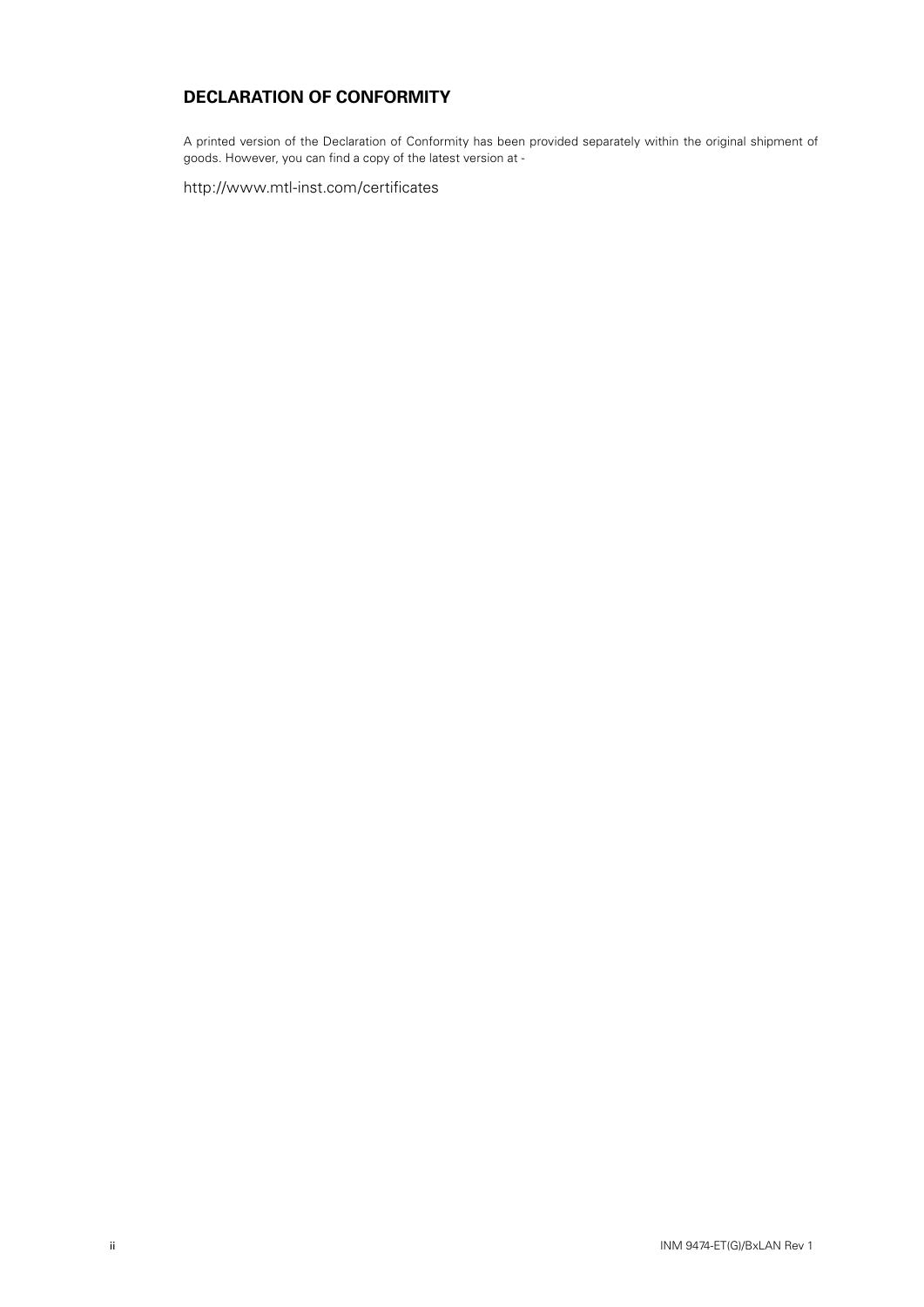## DECLARATION OF CONFORMITY

A printed version of the Declaration of Conformity has been provided separately within the original shipment of goods. However, you can find a copy of the latest version at -

http://www.mtl-inst.com/certificates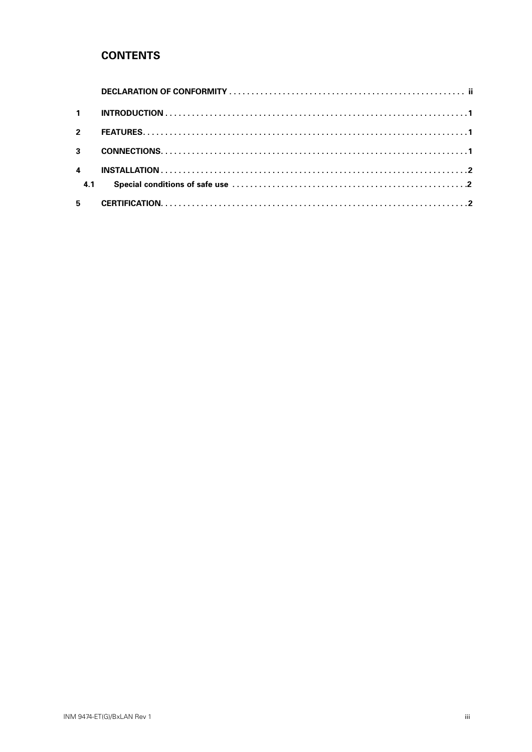## CONTENTS

| | | |
|---|---|---|
| | **DECLARATION OF CONFORMITY** | **ii** |
| **1** | **INTRODUCTION** | **1** |
| **2** | **FEATURES** | **1** |
| **3** | **CONNECTIONS** | **1** |
| **4** | **INSTALLATION** | **2** |
| **4.1** | **Special conditions of safe use** | **2** |
| **5** | **CERTIFICATION** | **2** |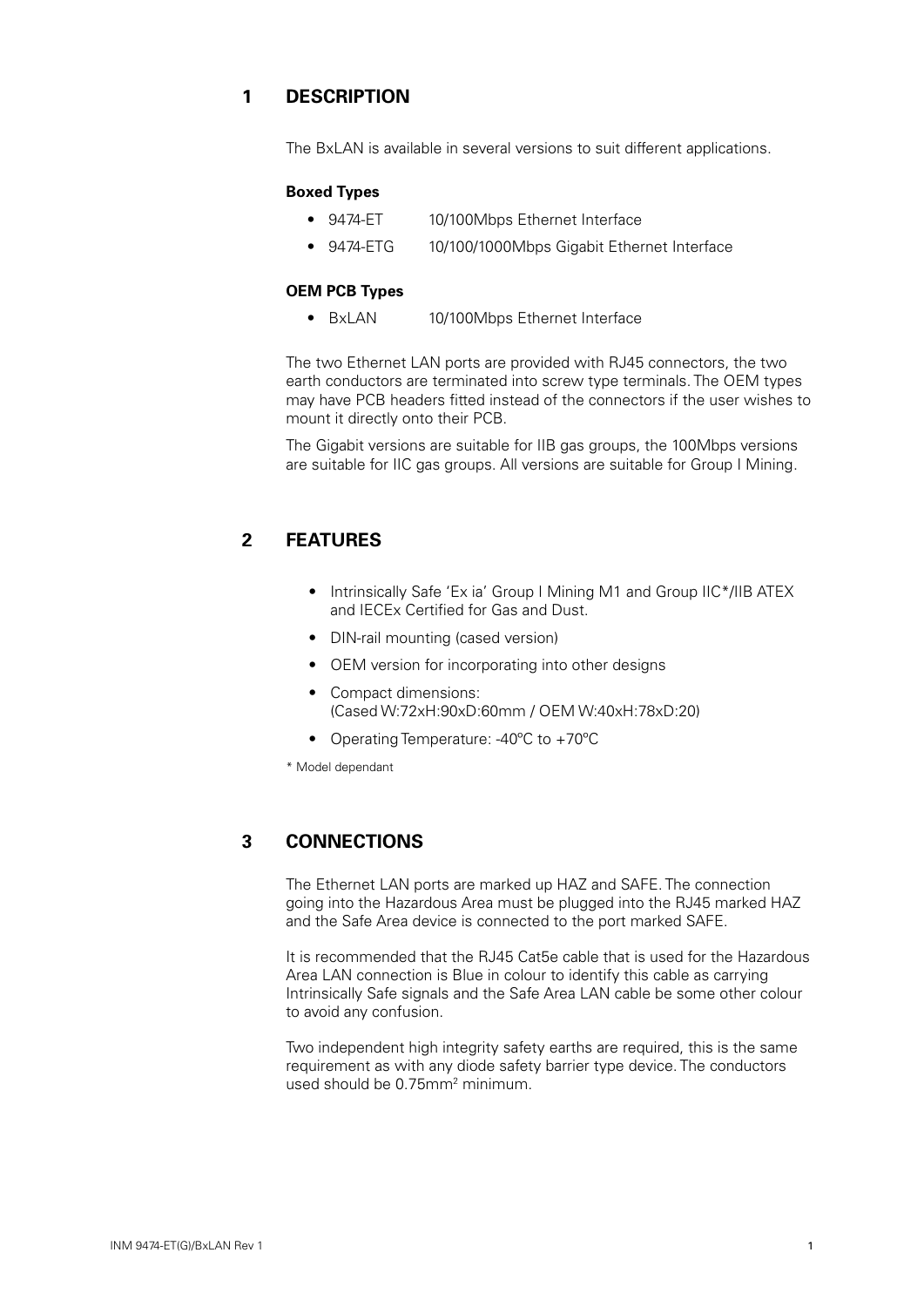## 1 DESCRIPTION

The BxLAN is available in several versions to suit different applications.

**Boxed Types**

- 9474-ET 10/100Mbps Ethernet Interface
- 9474-ETG 10/100/1000Mbps Gigabit Ethernet Interface

**OEM PCB Types**

- BxLAN 10/100Mbps Ethernet Interface

The two Ethernet LAN ports are provided with RJ45 connectors, the two earth conductors are terminated into screw type terminals. The OEM types may have PCB headers fitted instead of the connectors if the user wishes to mount it directly onto their PCB.

The Gigabit versions are suitable for IIB gas groups, the 100Mbps versions are suitable for IIC gas groups. All versions are suitable for Group I Mining.

## 2 FEATURES

- Intrinsically Safe 'Ex ia' Group I Mining M1 and Group IIC*/IIB ATEX and IECEx Certified for Gas and Dust.
- DIN-rail mounting (cased version)
- OEM version for incorporating into other designs
- Compact dimensions: (Cased W:72xH:90xD:60mm / OEM W:40xH:78xD:20)
- Operating Temperature: -40ºC to +70ºC

* Model dependant

## 3 CONNECTIONS

The Ethernet LAN ports are marked up HAZ and SAFE. The connection going into the Hazardous Area must be plugged into the RJ45 marked HAZ and the Safe Area device is connected to the port marked SAFE.

It is recommended that the RJ45 Cat5e cable that is used for the Hazardous Area LAN connection is Blue in colour to identify this cable as carrying Intrinsically Safe signals and the Safe Area LAN cable be some other colour to avoid any confusion.

Two independent high integrity safety earths are required, this is the same requirement as with any diode safety barrier type device. The conductors used should be 0.75mm$^2$ minimum.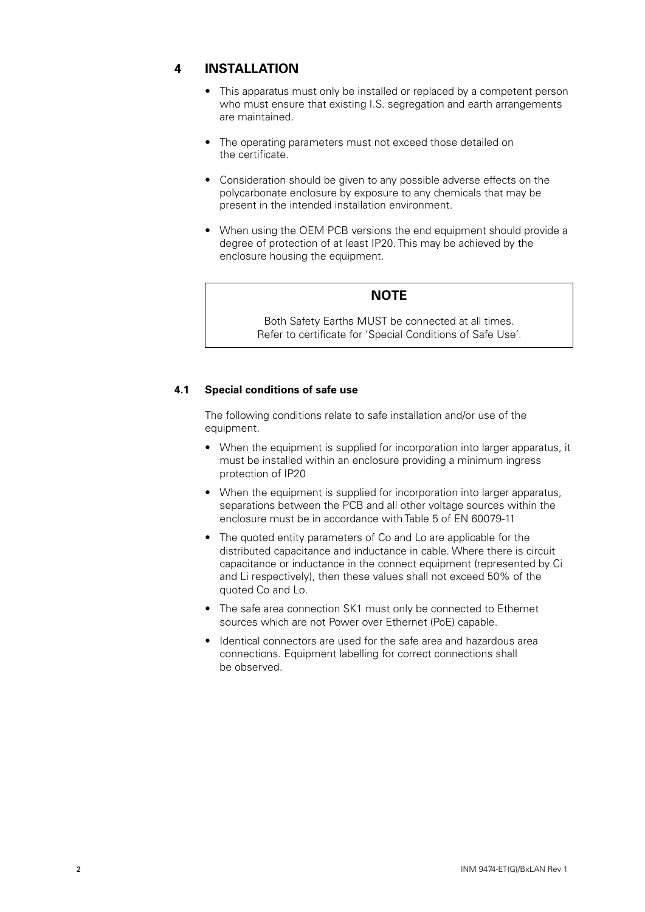# 4 INSTALLATION

- This apparatus must only be installed or replaced by a competent person who must ensure that existing I.S. segregation and earth arrangements are maintained.
- The operating parameters must not exceed those detailed on the certificate.
- Consideration should be given to any possible adverse effects on the polycarbonate enclosure by exposure to any chemicals that may be present in the intended installation environment.
- When using the OEM PCB versions the end equipment should provide a degree of protection of at least IP20. This may be achieved by the enclosure housing the equipment.

> **NOTE**
>
> Both Safety Earths MUST be connected at all times.
> Refer to certificate for 'Special Conditions of Safe Use'.

## 4.1 Special conditions of safe use

The following conditions relate to safe installation and/or use of the equipment.

- When the equipment is supplied for incorporation into larger apparatus, it must be installed within an enclosure providing a minimum ingress protection of IP20
- When the equipment is supplied for incorporation into larger apparatus, separations between the PCB and all other voltage sources within the enclosure must be in accordance with Table 5 of EN 60079-11
- The quoted entity parameters of Co and Lo are applicable for the distributed capacitance and inductance in cable. Where there is circuit capacitance or inductance in the connect equipment (represented by Ci and Li respectively), then these values shall not exceed 50% of the quoted Co and Lo.
- The safe area connection SK1 must only be connected to Ethernet sources which are not Power over Ethernet (PoE) capable.
- Identical connectors are used for the safe area and hazardous area connections. Equipment labelling for correct connections shall be observed.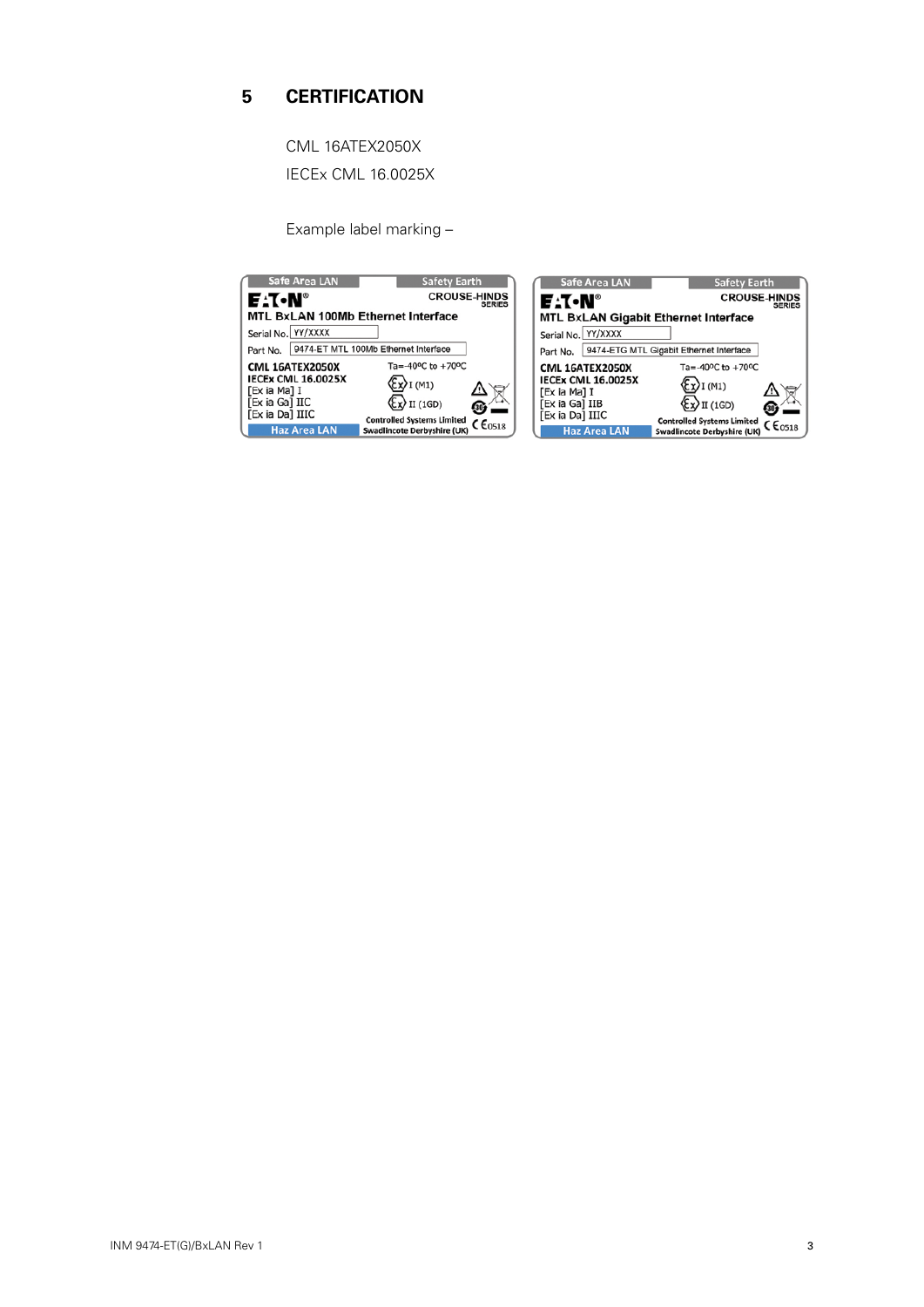## 5 CERTIFICATION

CML 16ATEX2050X

IECEx CML 16.0025X

Example label marking –

**Safe Area LAN** | **Safety Earth**

EATON — CROUSE-HINDS SERIES

**MTL BxLAN 100Mb Ethernet Interface**

Serial No. YY/XXXX

Part No. 9474-ET MTL 100Mb Ethernet Interface

**CML 16ATEX2050X**
**IECEx CML 16.0025X**
[Ex ia Ma] I
[Ex ia Ga] IIC
[Ex ia Da] IIIC

Ta=-40ºC to +70ºC

Ex I (M1)

Ex II (1GD)

**Controlled Systems Limited**
**Swadlincote Derbyshire (UK)**

CE 0518

**Haz Area LAN**

---

**Safe Area LAN** | **Safety Earth**

EATON — CROUSE-HINDS SERIES

**MTL BxLAN Gigabit Ethernet Interface**

Serial No. YY/XXXX

Part No. 9474-ETG MTL Gigabit Ethernet Interface

**CML 16ATEX2050X**
**IECEx CML 16.0025X**
[Ex ia Ma] I
[Ex ia Ga] IIB
[Ex ia Da] IIIC

Ta=-40ºC to +70ºC

Ex I (M1)

Ex II (1GD)

**Controlled Systems Limited**
**Swadlincote Derbyshire (UK)**

CE 0518

**Haz Area LAN**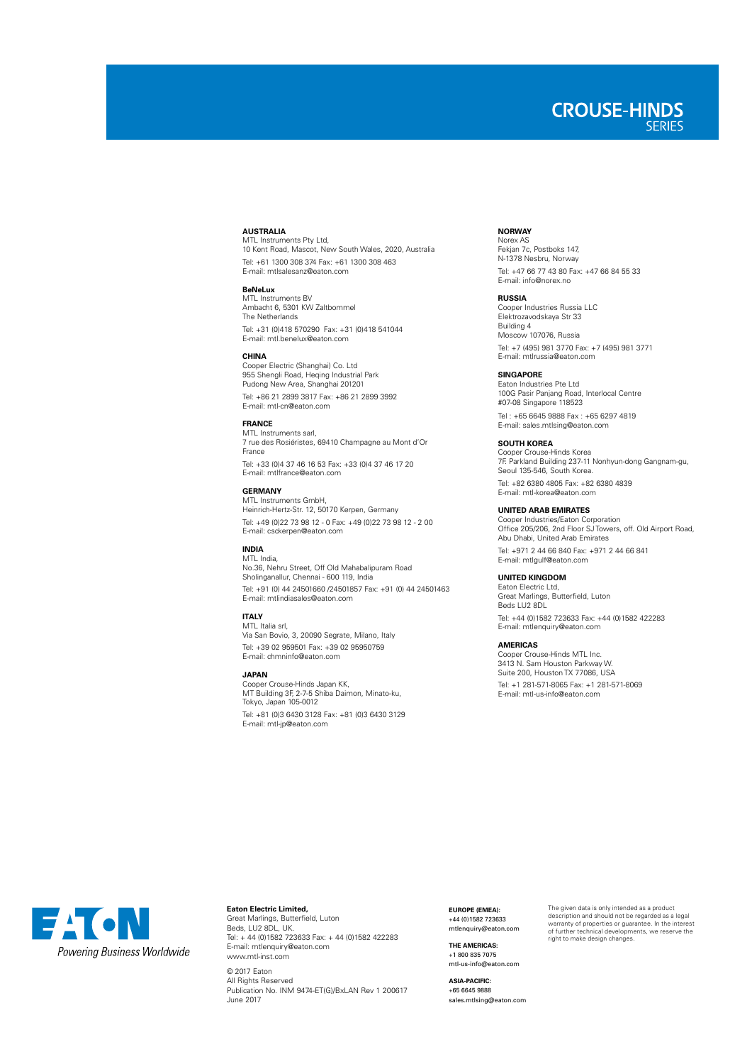CROUSE-HINDS
SERIES

**AUSTRALIA**
MTL Instruments Pty Ltd,
10 Kent Road, Mascot, New South Wales, 2020, Australia
Tel: +61 1300 308 374 Fax: +61 1300 308 463
E-mail: mtlsalesanz@eaton.com

**BeNeLux**
MTL Instruments BV
Ambacht 6, 5301 KW Zaltbommel
The Netherlands
Tel: +31 (0)418 570290 Fax: +31 (0)418 541044
E-mail: mtl.benelux@eaton.com

**CHINA**
Cooper Electric (Shanghai) Co. Ltd
955 Shengli Road, Heqing Industrial Park
Pudong New Area, Shanghai 201201
Tel: +86 21 2899 3817 Fax: +86 21 2899 3992
E-mail: mtl-cn@eaton.com

**FRANCE**
MTL Instruments sarl,
7 rue des Rosiéristes, 69410 Champagne au Mont d'Or
France
Tel: +33 (0)4 37 46 16 53 Fax: +33 (0)4 37 46 17 20
E-mail: mtlfrance@eaton.com

**GERMANY**
MTL Instruments GmbH,
Heinrich-Hertz-Str. 12, 50170 Kerpen, Germany
Tel: +49 (0)22 73 98 12 - 0 Fax: +49 (0)22 73 98 12 - 2 00
E-mail: csckerpen@eaton.com

**INDIA**
MTL India,
No.36, Nehru Street, Off Old Mahabalipuram Road
Sholinganallur, Chennai - 600 119, India
Tel: +91 (0) 44 24501660 /24501857 Fax: +91 (0) 44 24501463
E-mail: mtlindiasales@eaton.com

**ITALY**
MTL Italia srl,
Via San Bovio, 3, 20090 Segrate, Milano, Italy
Tel: +39 02 959501 Fax: +39 02 95950759
E-mail: chmninfo@eaton.com

**JAPAN**
Cooper Crouse-Hinds Japan KK,
MT Building 3F, 2-7-5 Shiba Daimon, Minato-ku,
Tokyo, Japan 105-0012
Tel: +81 (0)3 6430 3128 Fax: +81 (0)3 6430 3129
E-mail: mtl-jp@eaton.com

**NORWAY**
Norex AS
Fekjan 7c, Postboks 147,
N-1378 Nesbru, Norway
Tel: +47 66 77 43 80 Fax: +47 66 84 55 33
E-mail: info@norex.no

**RUSSIA**
Cooper Industries Russia LLC
Elektrozavodskaya Str 33
Building 4
Moscow 107076, Russia
Tel: +7 (495) 981 3770 Fax: +7 (495) 981 3771
E-mail: mtlrussia@eaton.com

**SINGAPORE**
Eaton Industries Pte Ltd
100G Pasir Panjang Road, Interlocal Centre
#07-08 Singapore 118523
Tel : +65 6645 9888 Fax : +65 6297 4819
E-mail: sales.mtlsing@eaton.com

**SOUTH KOREA**
Cooper Crouse-Hinds Korea
7F. Parkland Building 237-11 Nonhyun-dong Gangnam-gu,
Seoul 135-546, South Korea.
Tel: +82 6380 4805 Fax: +82 6380 4839
E-mail: mtl-korea@eaton.com

**UNITED ARAB EMIRATES**
Cooper Industries/Eaton Corporation
Office 205/206, 2nd Floor SJ Towers, off. Old Airport Road,
Abu Dhabi, United Arab Emirates
Tel: +971 2 44 66 840 Fax: +971 2 44 66 841
E-mail: mtlgulf@eaton.com

**UNITED KINGDOM**
Eaton Electric Ltd,
Great Marlings, Butterfield, Luton
Beds LU2 8DL
Tel: +44 (0)1582 723633 Fax: +44 (0)1582 422283
E-mail: mtlenquiry@eaton.com

**AMERICAS**
Cooper Crouse-Hinds MTL Inc.
3413 N. Sam Houston Parkway W.
Suite 200, Houston TX 77086, USA
Tel: +1 281-571-8065 Fax: +1 281-571-8069
E-mail: mtl-us-info@eaton.com

EATON
*Powering Business Worldwide*

**Eaton Electric Limited,**
Great Marlings, Butterfield, Luton
Beds, LU2 8DL, UK.
Tel: + 44 (0)1582 723633 Fax: + 44 (0)1582 422283
E-mail: mtlenquiry@eaton.com
www.mtl-inst.com

© 2017 Eaton
All Rights Reserved
Publication No. INM 9474-ET(G)/BxLAN Rev 1 200617
June 2017

**EUROPE (EMEA):**
+44 (0)1582 723633
mtlenquiry@eaton.com

**THE AMERICAS:**
+1 800 835 7075
mtl-us-info@eaton.com

**ASIA-PACIFIC:**
+65 6645 9888
sales.mtlsing@eaton.com

The given data is only intended as a product description and should not be regarded as a legal warranty of properties or guarantee. In the interest of further technical developments, we reserve the right to make design changes.